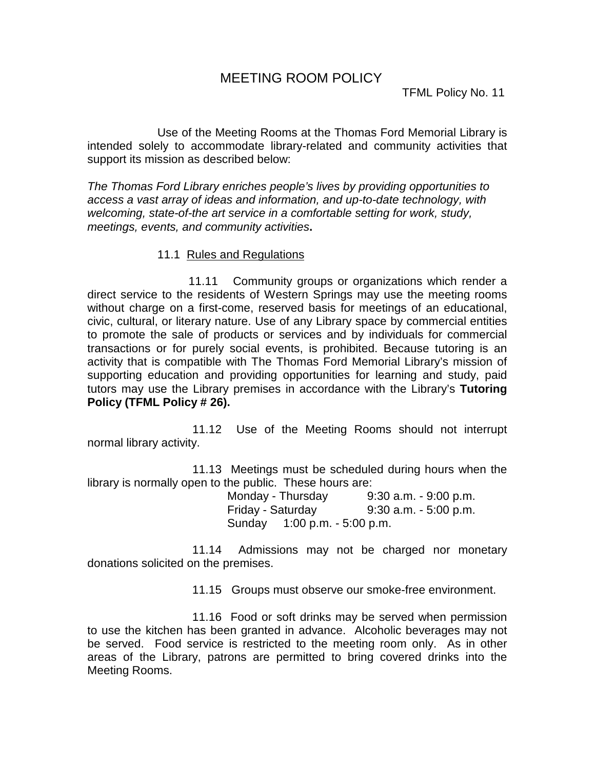# MEETING ROOM POLICY

TFML Policy No. 11

Use of the Meeting Rooms at the Thomas Ford Memorial Library is intended solely to accommodate library-related and community activities that support its mission as described below:

*The Thomas Ford Library enriches people's lives by providing opportunities to access a vast array of ideas and information, and up-to-date technology, with welcoming, state-of-the art service in a comfortable setting for work, study, meetings, events, and community activities***.**

## 11.1 Rules and Regulations

11.11 Community groups or organizations which render a direct service to the residents of Western Springs may use the meeting rooms without charge on a first-come, reserved basis for meetings of an educational, civic, cultural, or literary nature. Use of any Library space by commercial entities to promote the sale of products or services and by individuals for commercial transactions or for purely social events, is prohibited. Because tutoring is an activity that is compatible with The Thomas Ford Memorial Library's mission of supporting education and providing opportunities for learning and study, paid tutors may use the Library premises in accordance with the Library's **Tutoring Policy (TFML Policy # 26).**

11.12 Use of the Meeting Rooms should not interrupt normal library activity.

11.13 Meetings must be scheduled during hours when the library is normally open to the public. These hours are:

| | |
|---|---|
| Monday - Thursday | 9:30 a.m. - 9:00 p.m. |
| Friday - Saturday | 9:30 a.m. - 5:00 p.m. |
| Sunday | 1:00 p.m. - 5:00 p.m. |

11.14 Admissions may not be charged nor monetary donations solicited on the premises.

11.15 Groups must observe our smoke-free environment.

11.16 Food or soft drinks may be served when permission to use the kitchen has been granted in advance. Alcoholic beverages may not be served. Food service is restricted to the meeting room only. As in other areas of the Library, patrons are permitted to bring covered drinks into the Meeting Rooms.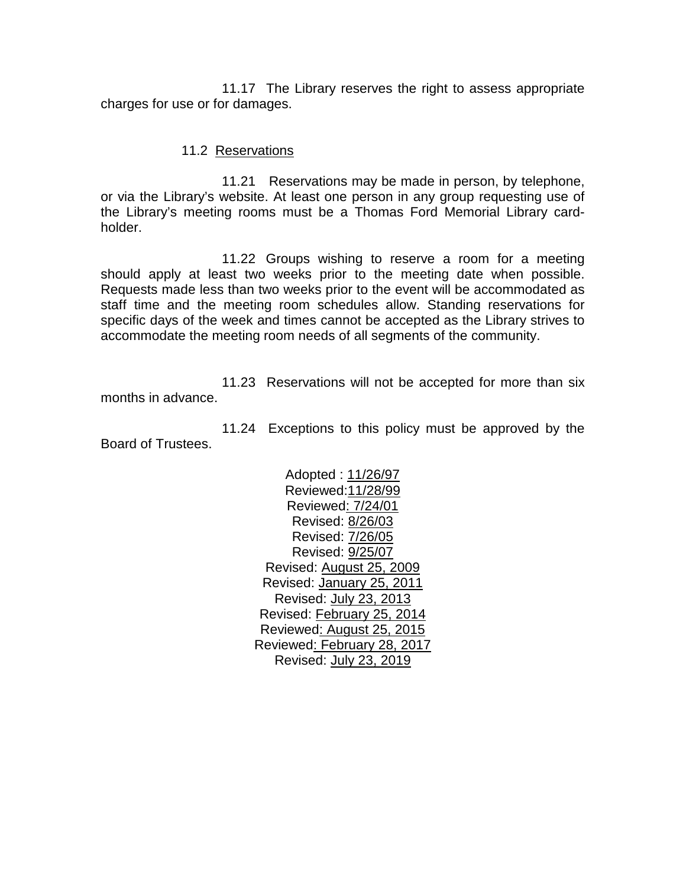11.17 The Library reserves the right to assess appropriate charges for use or for damages.

11.2 Reservations

11.21 Reservations may be made in person, by telephone, or via the Library's website. At least one person in any group requesting use of the Library's meeting rooms must be a Thomas Ford Memorial Library card-holder.

11.22 Groups wishing to reserve a room for a meeting should apply at least two weeks prior to the meeting date when possible. Requests made less than two weeks prior to the event will be accommodated as staff time and the meeting room schedules allow. Standing reservations for specific days of the week and times cannot be accepted as the Library strives to accommodate the meeting room needs of all segments of the community.

11.23 Reservations will not be accepted for more than six months in advance.

11.24 Exceptions to this policy must be approved by the Board of Trustees.

Adopted : 11/26/97
Reviewed:11/28/99
Reviewed: 7/24/01
Revised: 8/26/03
Revised: 7/26/05
Revised: 9/25/07
Revised: August 25, 2009
Revised: January 25, 2011
Revised: July 23, 2013
Revised: February 25, 2014
Reviewed: August 25, 2015
Reviewed: February 28, 2017
Revised: July 23, 2019